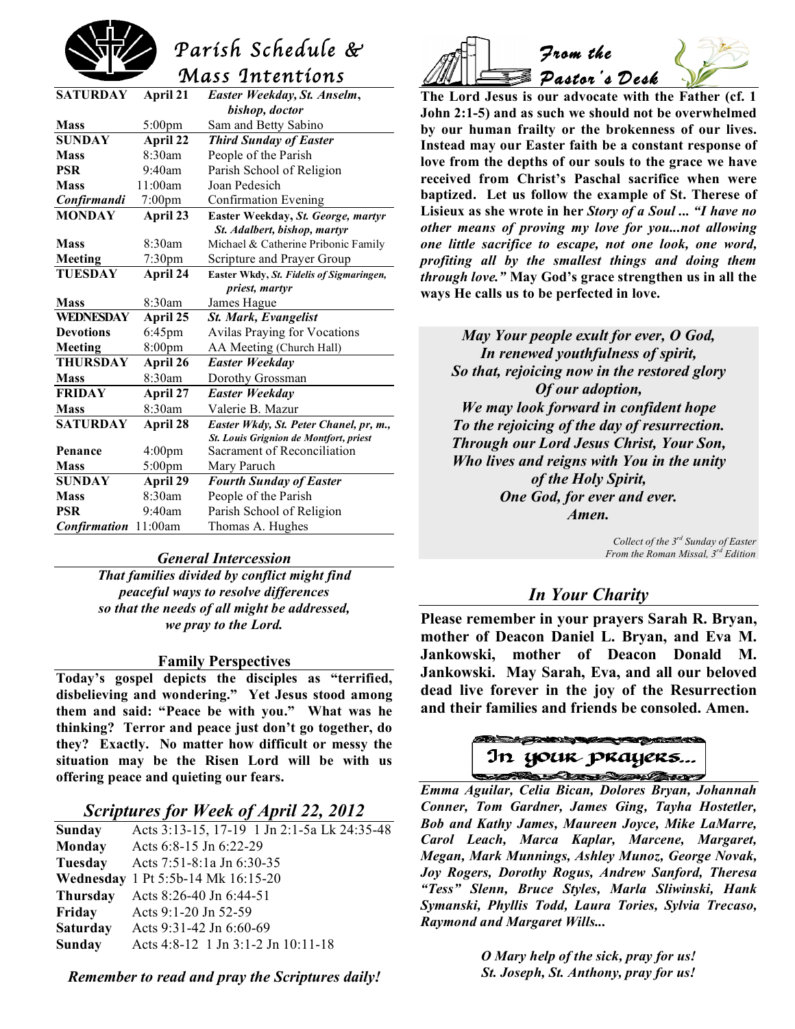# Parish Schedule & Mass Intentions

| | | |
|---|---|---|
| **SATURDAY** | **April 21** | ***Easter Weekday, St. Anselm, bishop, doctor*** |
| **Mass** | 5:00pm | Sam and Betty Sabino |
| **SUNDAY** | **April 22** | ***Third Sunday of Easter*** |
| **Mass** | 8:30am | People of the Parish |
| **PSR** | 9:40am | Parish School of Religion |
| **Mass** | 11:00am | Joan Pedesich |
| ***Confirmandi*** | 7:00pm | Confirmation Evening |
| **MONDAY** | **April 23** | **Easter Weekday, *St. George, martyr St. Adalbert, bishop, martyr*** |
| **Mass** | 8:30am | Michael & Catherine Pribonic Family |
| **Meeting** | 7:30pm | Scripture and Prayer Group |
| **TUESDAY** | **April 24** | **Easter Wkdy, *St. Fidelis of Sigmaringen, priest, martyr*** |
| **Mass** | 8:30am | James Hague |
| **WEDNESDAY** | **April 25** | ***St. Mark, Evangelist*** |
| **Devotions** | 6:45pm | Avilas Praying for Vocations |
| **Meeting** | 8:00pm | AA Meeting (Church Hall) |
| **THURSDAY** | **April 26** | ***Easter Weekday*** |
| **Mass** | 8:30am | Dorothy Grossman |
| **FRIDAY** | **April 27** | ***Easter Weekday*** |
| **Mass** | 8:30am | Valerie B. Mazur |
| **SATURDAY** | **April 28** | ***Easter Wkdy, St. Peter Chanel, pr, m., St. Louis Grignion de Montfort, priest*** |
| **Penance** | 4:00pm | Sacrament of Reconciliation |
| **Mass** | 5:00pm | Mary Paruch |
| **SUNDAY** | **April 29** | ***Fourth Sunday of Easter*** |
| **Mass** | 8:30am | People of the Parish |
| **PSR** | 9:40am | Parish School of Religion |
| ***Confirmation*** | 11:00am | Thomas A. Hughes |

## *General Intercession*

***That families divided by conflict might find peaceful ways to resolve differences so that the needs of all might be addressed, we pray to the Lord.***

## Family Perspectives

**Today's gospel depicts the disciples as "terrified, disbelieving and wondering." Yet Jesus stood among them and said: "Peace be with you." What was he thinking? Terror and peace just don't go together, do they? Exactly. No matter how difficult or messy the situation may be the Risen Lord will be with us offering peace and quieting our fears.**

## *Scriptures for Week of April 22, 2012*

| | |
|---|---|
| **Sunday** | Acts 3:13-15, 17-19 1 Jn 2:1-5a Lk 24:35-48 |
| **Monday** | Acts 6:8-15 Jn 6:22-29 |
| **Tuesday** | Acts 7:51-8:1a Jn 6:30-35 |
| **Wednesday** | 1 Pt 5:5b-14 Mk 16:15-20 |
| **Thursday** | Acts 8:26-40 Jn 6:44-51 |
| **Friday** | Acts 9:1-20 Jn 52-59 |
| **Saturday** | Acts 9:31-42 Jn 6:60-69 |
| **Sunday** | Acts 4:8-12 1 Jn 3:1-2 Jn 10:11-18 |

***Remember to read and pray the Scriptures daily!***

# *From the Pastor's Desk*

**The Lord Jesus is our advocate with the Father (cf. 1 John 2:1-5) and as such we should not be overwhelmed by our human frailty or the brokenness of our lives. Instead may our Easter faith be a constant response of love from the depths of our souls to the grace we have received from Christ's Paschal sacrifice when were baptized. Let us follow the example of St. Therese of Lisieux as she wrote in her *Story of a Soul ... "I have no other means of proving my love for you...not allowing one little sacrifice to escape, not one look, one word, profiting all by the smallest things and doing them through love."* May God's grace strengthen us in all the ways He calls us to be perfected in love.**

***May Your people exult for ever, O God,***
***In renewed youthfulness of spirit,***
***So that, rejoicing now in the restored glory***
***Of our adoption,***
***We may look forward in confident hope***
***To the rejoicing of the day of resurrection.***
***Through our Lord Jesus Christ, Your Son,***
***Who lives and reigns with You in the unity***
***of the Holy Spirit,***
***One God, for ever and ever.***
***Amen.***

*Collect of the 3rd Sunday of Easter*
*From the Roman Missal, 3rd Edition*

## *In Your Charity*

**Please remember in your prayers Sarah R. Bryan, mother of Deacon Daniel L. Bryan, and Eva M. Jankowski, mother of Deacon Donald M. Jankowski. May Sarah, Eva, and all our beloved dead live forever in the joy of the Resurrection and their families and friends be consoled. Amen.**

## In your prayers...

***Emma Aguilar, Celia Bican, Dolores Bryan, Johannah Conner, Tom Gardner, James Ging, Tayha Hostetler, Bob and Kathy James, Maureen Joyce, Mike LaMarre, Carol Leach, Marca Kaplar, Marcene, Margaret, Megan, Mark Munnings, Ashley Munoz, George Novak, Joy Rogers, Dorothy Rogus, Andrew Sanford, Theresa "Tess" Slenn, Bruce Styles, Marla Sliwinski, Hank Symanski, Phyllis Todd, Laura Tories, Sylvia Trecaso, Raymond and Margaret Wills...***

***O Mary help of the sick, pray for us!***
***St. Joseph, St. Anthony, pray for us!***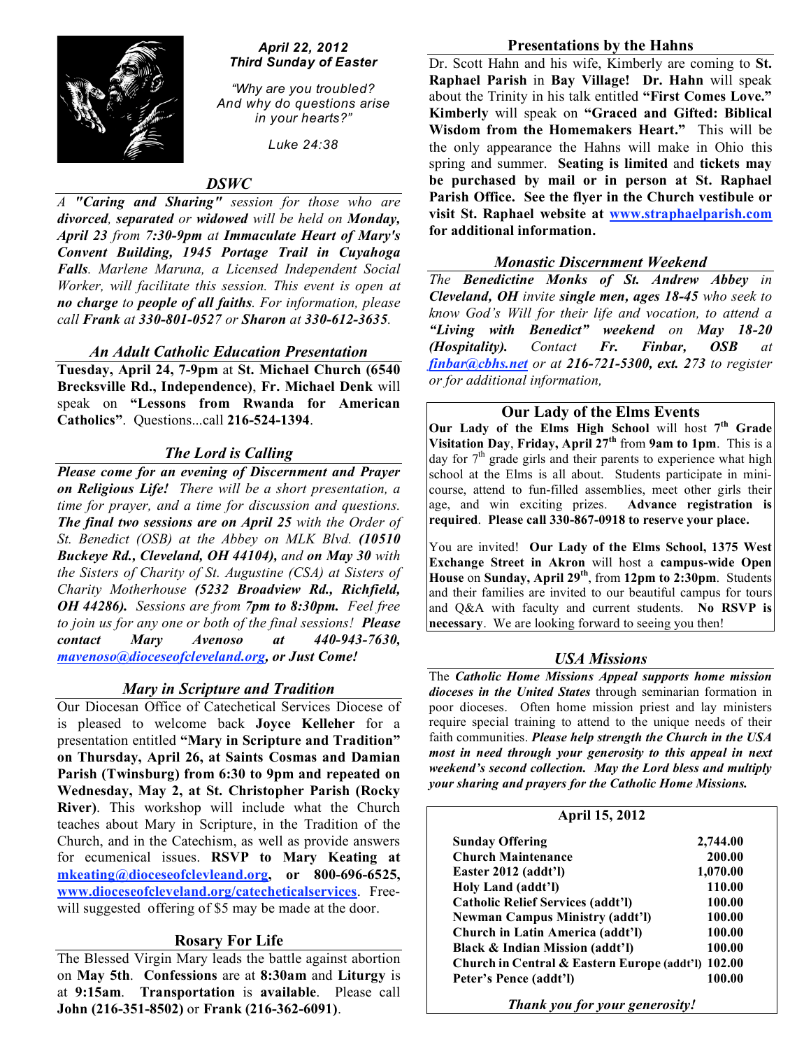*April 22, 2012*
*Third Sunday of Easter*

*"Why are you troubled? And why do questions arise in your hearts?"*

*Luke 24:38*

## *DSWC*

*A **"Caring and Sharing"** session for those who are **divorced**, **separated** or **widowed** will be held on **Monday, April 23** from **7:30-9pm** at **Immaculate Heart of Mary's Convent Building, 1945 Portage Trail in Cuyahoga Falls**. Marlene Maruna, a Licensed Independent Social Worker, will facilitate this session. This event is open at **no charge** to **people of all faiths**. For information, please call **Frank** at **330-801-0527** or **Sharon** at **330-612-3635**.*

## *An Adult Catholic Education Presentation*

**Tuesday, April 24, 7-9pm** at **St. Michael Church (6540 Brecksville Rd., Independence)**, **Fr. Michael Denk** will speak on **"Lessons from Rwanda for American Catholics"**. Questions...call **216-524-1394**.

## *The Lord is Calling*

***Please come for an evening of Discernment and Prayer on Religious Life!*** *There will be a short presentation, a time for prayer, and a time for discussion and questions.* ***The final two sessions are on April 25*** *with the Order of St. Benedict (OSB) at the Abbey on MLK Blvd.* ***(10510 Buckeye Rd., Cleveland, OH 44104),*** *and* ***on May 30*** *with the Sisters of Charity of St. Augustine (CSA) at Sisters of Charity Motherhouse* ***(5232 Broadview Rd., Richfield, OH 44286).*** *Sessions are from* ***7pm to 8:30pm.*** *Feel free to join us for any one or both of the final sessions!* ***Please contact Mary Avenoso at 440-943-7630, mavenoso@dioceseofcleveland.org, or Just Come!***

## *Mary in Scripture and Tradition*

Our Diocesan Office of Catechetical Services Diocese of is pleased to welcome back **Joyce Kelleher** for a presentation entitled **"Mary in Scripture and Tradition" on Thursday, April 26, at Saints Cosmas and Damian Parish (Twinsburg) from 6:30 to 9pm and repeated on Wednesday, May 2, at St. Christopher Parish (Rocky River)**. This workshop will include what the Church teaches about Mary in Scripture, in the Tradition of the Church, and in the Catechism, as well as provide answers for ecumenical issues. **RSVP to Mary Keating at mkeating@dioceseofclevleand.org, or 800-696-6525, www.dioceseofcleveland.org/catecheticalservices**. Free-will suggested offering of $5 may be made at the door.

## Rosary For Life

The Blessed Virgin Mary leads the battle against abortion on **May 5th**. **Confessions** are at **8:30am** and **Liturgy** is at **9:15am**. **Transportation** is **available**. Please call **John (216-351-8502)** or **Frank (216-362-6091)**.

## Presentations by the Hahns

Dr. Scott Hahn and his wife, Kimberly are coming to **St. Raphael Parish** in **Bay Village! Dr. Hahn** will speak about the Trinity in his talk entitled **"First Comes Love." Kimberly** will speak on **"Graced and Gifted: Biblical Wisdom from the Homemakers Heart."** This will be the only appearance the Hahns will make in Ohio this spring and summer. **Seating is limited** and **tickets may be purchased by mail or in person at St. Raphael Parish Office. See the flyer in the Church vestibule or visit St. Raphael website at www.straphaelparish.com for additional information.**

## *Monastic Discernment Weekend*

*The **Benedictine Monks of St. Andrew Abbey** in **Cleveland, OH** invite **single men, ages 18-45** who seek to know God's Will for their life and vocation, to attend a **"Living with Benedict"** weekend on **May 18-20 (Hospitality).** Contact **Fr. Finbar, OSB** at **finbar@cbhs.net** or at **216-721-5300, ext. 273** to register or for additional information,*

## Our Lady of the Elms Events

**Our Lady of the Elms High School** will host **7th Grade Visitation Day**, **Friday, April 27th** from **9am to 1pm**. This is a day for 7th grade girls and their parents to experience what high school at the Elms is all about. Students participate in mini-course, attend to fun-filled assemblies, meet other girls their age, and win exciting prizes. **Advance registration is required**. **Please call 330-867-0918 to reserve your place.**

You are invited! **Our Lady of the Elms School, 1375 West Exchange Street in Akron** will host a **campus-wide Open House** on **Sunday, April 29th**, from **12pm to 2:30pm**. Students and their families are invited to our beautiful campus for tours and Q&A with faculty and current students. **No RSVP is necessary**. We are looking forward to seeing you then!

## *USA Missions*

The ***Catholic Home Missions Appeal supports home mission dioceses in the United States*** through seminarian formation in poor dioceses. Often home mission priest and lay ministers require special training to attend to the unique needs of their faith communities. ***Please help strength the Church in the USA most in need through your generosity to this appeal in next weekend's second collection. May the Lord bless and multiply your sharing and prayers for the Catholic Home Missions.***

**April 15, 2012**

| | |
|---|---|
| **Sunday Offering** | **2,744.00** |
| **Church Maintenance** | **200.00** |
| **Easter 2012 (addt'l)** | **1,070.00** |
| **Holy Land (addt'l)** | **110.00** |
| **Catholic Relief Services (addt'l)** | **100.00** |
| **Newman Campus Ministry (addt'l)** | **100.00** |
| **Church in Latin America (addt'l)** | **100.00** |
| **Black & Indian Mission (addt'l)** | **100.00** |
| **Church in Central & Eastern Europe (addt'l)** | **102.00** |
| **Peter's Pence (addt'l)** | **100.00** |

***Thank you for your generosity!***